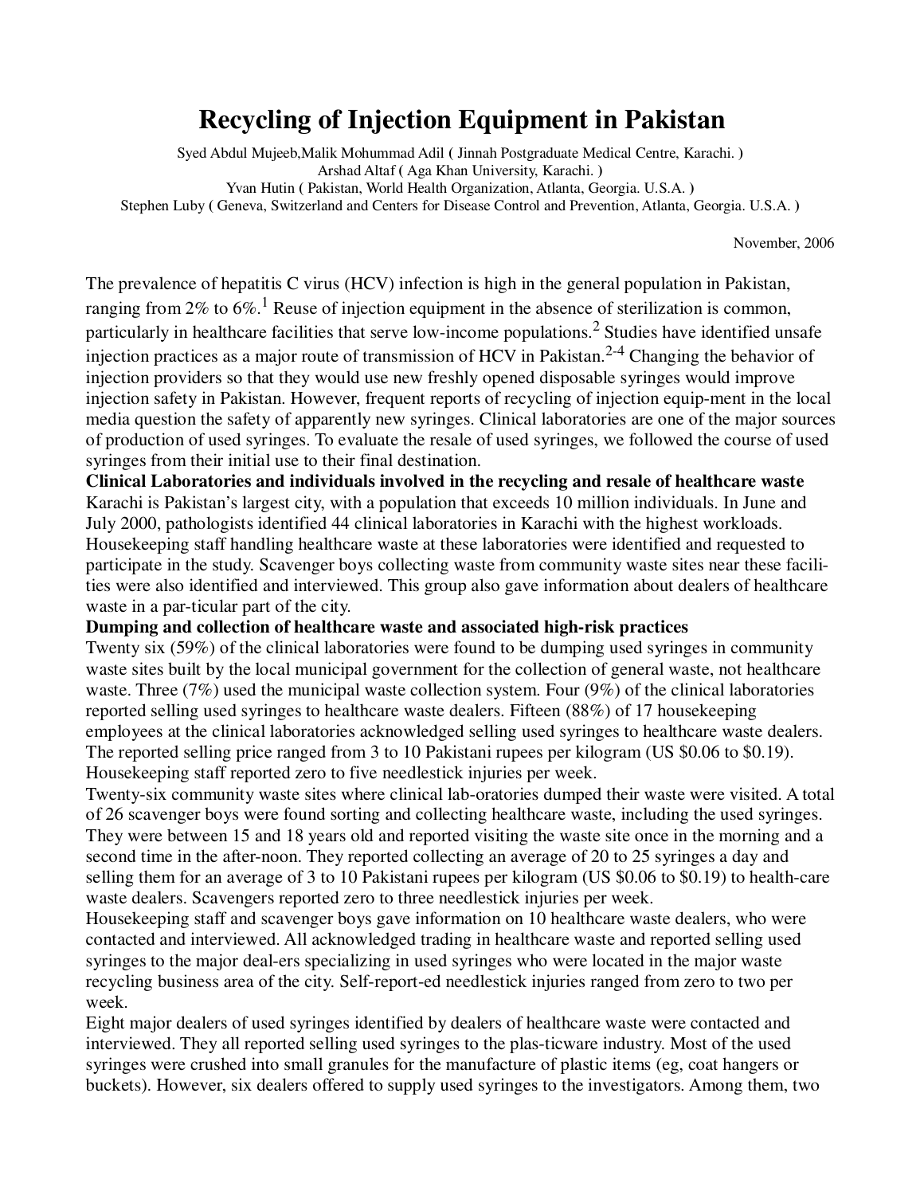# Recycling of Injection Equipment in Pakistan

Syed Abdul Mujeeb,Malik Mohummad Adil ( Jinnah Postgraduate Medical Centre, Karachi. )
Arshad Altaf ( Aga Khan University, Karachi. )
Yvan Hutin ( Pakistan, World Health Organization, Atlanta, Georgia. U.S.A. )
Stephen Luby ( Geneva, Switzerland and Centers for Disease Control and Prevention, Atlanta, Georgia. U.S.A. )

November, 2006

The prevalence of hepatitis C virus (HCV) infection is high in the general population in Pakistan, ranging from 2% to 6%.[1] Reuse of injection equipment in the absence of sterilization is common, particularly in healthcare facilities that serve low-income populations.[2] Studies have identified unsafe injection practices as a major route of transmission of HCV in Pakistan.[2-4] Changing the behavior of injection providers so that they would use new freshly opened disposable syringes would improve injection safety in Pakistan. However, frequent reports of recycling of injection equip-ment in the local media question the safety of apparently new syringes. Clinical laboratories are one of the major sources of production of used syringes. To evaluate the resale of used syringes, we followed the course of used syringes from their initial use to their final destination.

**Clinical Laboratories and individuals involved in the recycling and resale of healthcare waste**

Karachi is Pakistan's largest city, with a population that exceeds 10 million individuals. In June and July 2000, pathologists identified 44 clinical laboratories in Karachi with the highest workloads. Housekeeping staff handling healthcare waste at these laboratories were identified and requested to participate in the study. Scavenger boys collecting waste from community waste sites near these facili-ties were also identified and interviewed. This group also gave information about dealers of healthcare waste in a par-ticular part of the city.

**Dumping and collection of healthcare waste and associated high-risk practices**

Twenty six (59%) of the clinical laboratories were found to be dumping used syringes in community waste sites built by the local municipal government for the collection of general waste, not healthcare waste. Three (7%) used the municipal waste collection system. Four (9%) of the clinical laboratories reported selling used syringes to healthcare waste dealers. Fifteen (88%) of 17 housekeeping employees at the clinical laboratories acknowledged selling used syringes to healthcare waste dealers. The reported selling price ranged from 3 to 10 Pakistani rupees per kilogram (US $0.06 to $0.19). Housekeeping staff reported zero to five needlestick injuries per week.

Twenty-six community waste sites where clinical lab-oratories dumped their waste were visited. A total of 26 scavenger boys were found sorting and collecting healthcare waste, including the used syringes. They were between 15 and 18 years old and reported visiting the waste site once in the morning and a second time in the after-noon. They reported collecting an average of 20 to 25 syringes a day and selling them for an average of 3 to 10 Pakistani rupees per kilogram (US $0.06 to $0.19) to health-care waste dealers. Scavengers reported zero to three needlestick injuries per week.

Housekeeping staff and scavenger boys gave information on 10 healthcare waste dealers, who were contacted and interviewed. All acknowledged trading in healthcare waste and reported selling used syringes to the major deal-ers specializing in used syringes who were located in the major waste recycling business area of the city. Self-report-ed needlestick injuries ranged from zero to two per week.

Eight major dealers of used syringes identified by dealers of healthcare waste were contacted and interviewed. They all reported selling used syringes to the plas-ticware industry. Most of the used syringes were crushed into small granules for the manufacture of plastic items (eg, coat hangers or buckets). However, six dealers offered to supply used syringes to the investigators. Among them, two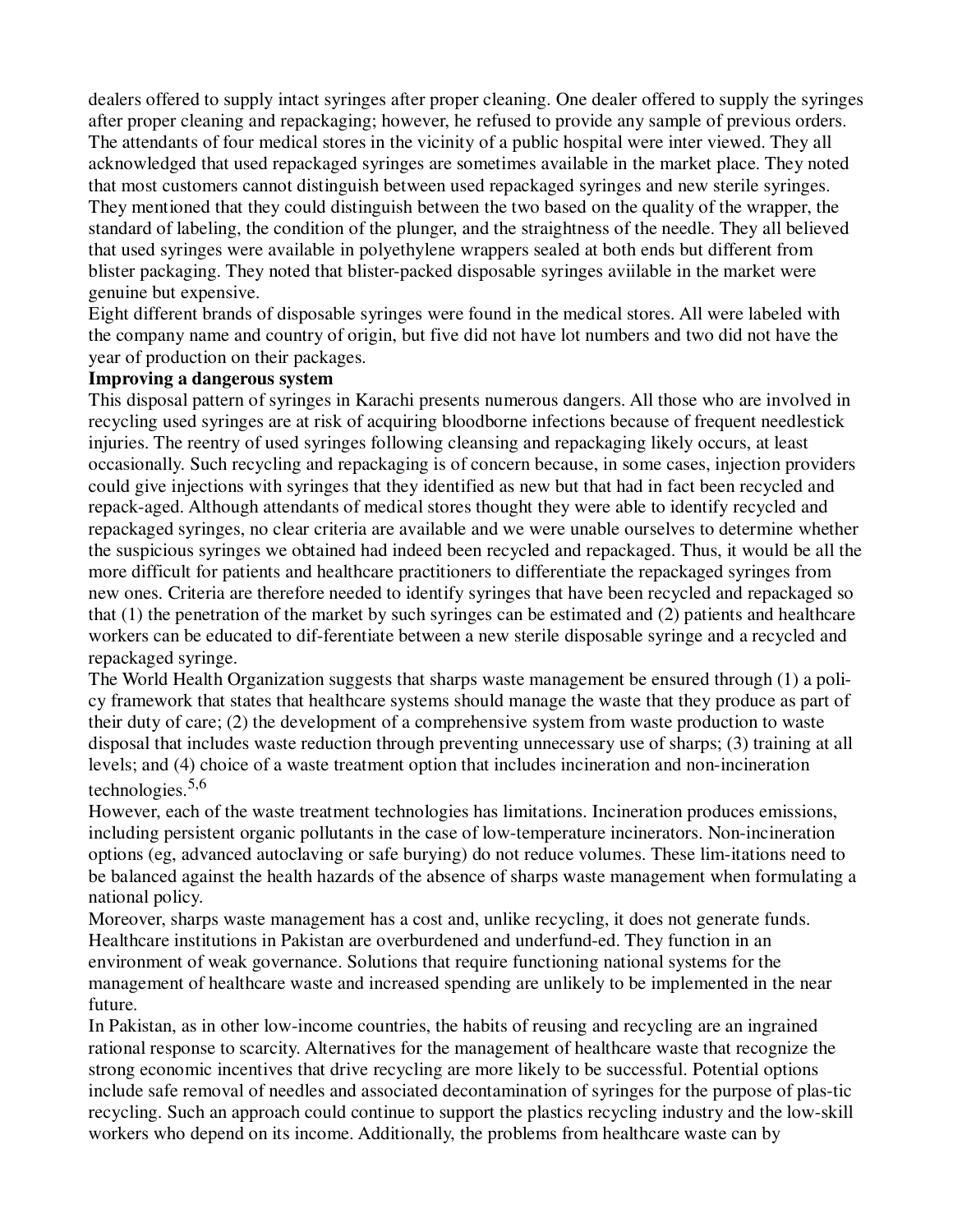dealers offered to supply intact syringes after proper cleaning. One dealer offered to supply the syringes after proper cleaning and repackaging; however, he refused to provide any sample of previous orders. The attendants of four medical stores in the vicinity of a public hospital were inter viewed. They all acknowledged that used repackaged syringes are sometimes available in the market place. They noted that most customers cannot distinguish between used repackaged syringes and new sterile syringes. They mentioned that they could distinguish between the two based on the quality of the wrapper, the standard of labeling, the condition of the plunger, and the straightness of the needle. They all believed that used syringes were available in polyethylene wrappers sealed at both ends but different from blister packaging. They noted that blister-packed disposable syringes aviilable in the market were genuine but expensive.

Eight different brands of disposable syringes were found in the medical stores. All were labeled with the company name and country of origin, but five did not have lot numbers and two did not have the year of production on their packages.

**Improving a dangerous system**

This disposal pattern of syringes in Karachi presents numerous dangers. All those who are involved in recycling used syringes are at risk of acquiring bloodborne infections because of frequent needlestick injuries. The reentry of used syringes following cleansing and repackaging likely occurs, at least occasionally. Such recycling and repackaging is of concern because, in some cases, injection providers could give injections with syringes that they identified as new but that had in fact been recycled and repack-aged. Although attendants of medical stores thought they were able to identify recycled and repackaged syringes, no clear criteria are available and we were unable ourselves to determine whether the suspicious syringes we obtained had indeed been recycled and repackaged. Thus, it would be all the more difficult for patients and healthcare practitioners to differentiate the repackaged syringes from new ones. Criteria are therefore needed to identify syringes that have been recycled and repackaged so that (1) the penetration of the market by such syringes can be estimated and (2) patients and healthcare workers can be educated to dif-ferentiate between a new sterile disposable syringe and a recycled and repackaged syringe.

The World Health Organization suggests that sharps waste management be ensured through (1) a poli-cy framework that states that healthcare systems should manage the waste that they produce as part of their duty of care; (2) the development of a comprehensive system from waste production to waste disposal that includes waste reduction through preventing unnecessary use of sharps; (3) training at all levels; and (4) choice of a waste treatment option that includes incineration and non-incineration technologies.[5,6]

However, each of the waste treatment technologies has limitations. Incineration produces emissions, including persistent organic pollutants in the case of low-temperature incinerators. Non-incineration options (eg, advanced autoclaving or safe burying) do not reduce volumes. These lim-itations need to be balanced against the health hazards of the absence of sharps waste management when formulating a national policy.

Moreover, sharps waste management has a cost and, unlike recycling, it does not generate funds. Healthcare institutions in Pakistan are overburdened and underfund-ed. They function in an environment of weak governance. Solutions that require functioning national systems for the management of healthcare waste and increased spending are unlikely to be implemented in the near future.

In Pakistan, as in other low-income countries, the habits of reusing and recycling are an ingrained rational response to scarcity. Alternatives for the management of healthcare waste that recognize the strong economic incentives that drive recycling are more likely to be successful. Potential options include safe removal of needles and associated decontamination of syringes for the purpose of plas-tic recycling. Such an approach could continue to support the plastics recycling industry and the low-skill workers who depend on its income. Additionally, the problems from healthcare waste can by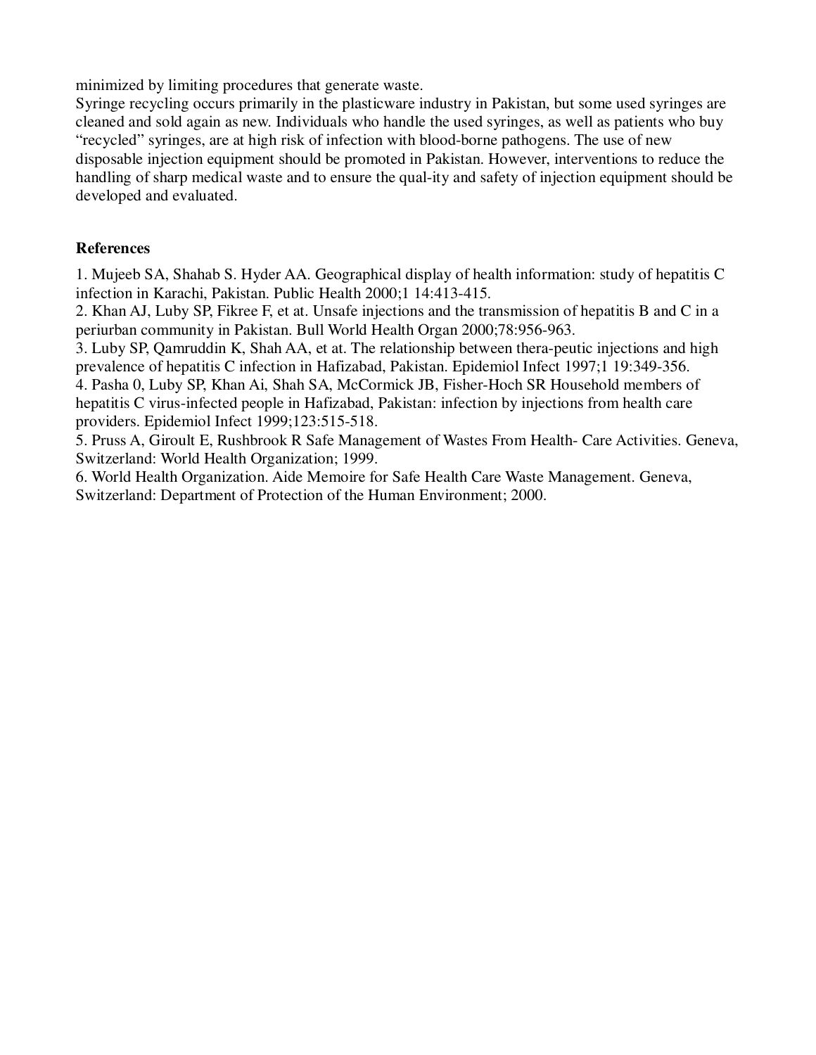minimized by limiting procedures that generate waste.

Syringe recycling occurs primarily in the plasticware industry in Pakistan, but some used syringes are cleaned and sold again as new. Individuals who handle the used syringes, as well as patients who buy “recycled” syringes, are at high risk of infection with blood-borne pathogens. The use of new disposable injection equipment should be promoted in Pakistan. However, interventions to reduce the handling of sharp medical waste and to ensure the qual-ity and safety of injection equipment should be developed and evaluated.

**References**

1. Mujeeb SA, Shahab S. Hyder AA. Geographical display of health information: study of hepatitis C infection in Karachi, Pakistan. Public Health 2000;1 14:413-415.
2. Khan AJ, Luby SP, Fikree F, et at. Unsafe injections and the transmission of hepatitis B and C in a periurban community in Pakistan. Bull World Health Organ 2000;78:956-963.
3. Luby SP, Qamruddin K, Shah AA, et at. The relationship between thera-peutic injections and high prevalence of hepatitis C infection in Hafizabad, Pakistan. Epidemiol Infect 1997;1 19:349-356.
4. Pasha 0, Luby SP, Khan Ai, Shah SA, McCormick JB, Fisher-Hoch SR Household members of hepatitis C virus-infected people in Hafizabad, Pakistan: infection by injections from health care providers. Epidemiol Infect 1999;123:515-518.
5. Pruss A, Giroult E, Rushbrook R Safe Management of Wastes From Health- Care Activities. Geneva, Switzerland: World Health Organization; 1999.
6. World Health Organization. Aide Memoire for Safe Health Care Waste Management. Geneva, Switzerland: Department of Protection of the Human Environment; 2000.